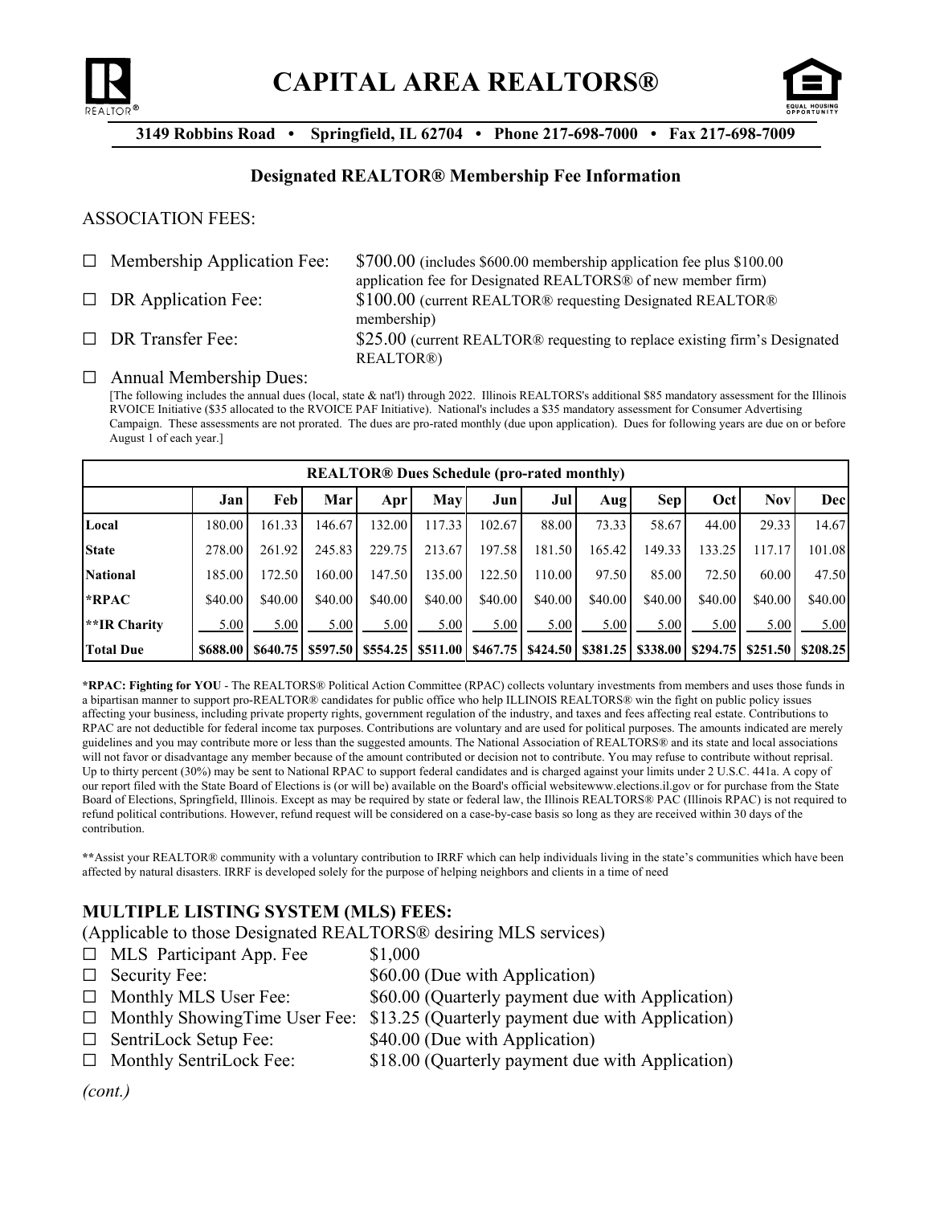# CAPITAL AREA REALTORS®

**3149 Robbins Road • Springfield, IL 62704 • Phone 217-698-7000 • Fax 217-698-7009**

## Designated REALTOR® Membership Fee Information

ASSOCIATION FEES:

- ☐ Membership Application Fee: $700.00 (includes $600.00 membership application fee plus $100.00 application fee for Designated REALTORS® of new member firm)
- ☐ DR Application Fee: $100.00 (current REALTOR® requesting Designated REALTOR® membership)
- ☐ DR Transfer Fee: $25.00 (current REALTOR® requesting to replace existing firm's Designated REALTOR®)
- ☐ Annual Membership Dues:

[The following includes the annual dues (local, state & nat'l) through 2022. Illinois REALTORS's additional $85 mandatory assessment for the Illinois RVOICE Initiative ($35 allocated to the RVOICE PAF Initiative). National's includes a $35 mandatory assessment for Consumer Advertising Campaign. These assessments are not prorated. The dues are pro-rated monthly (due upon application). Dues for following years are due on or before August 1 of each year.]

| REALTOR® Dues Schedule (pro-rated monthly) | | | | | | | | | | | | |
|---|---|---|---|---|---|---|---|---|---|---|---|---|
| | Jan | Feb | Mar | Apr | May | Jun | Jul | Aug | Sep | Oct | Nov | Dec |
| Local | 180.00 | 161.33 | 146.67 | 132.00 | 117.33 | 102.67 | 88.00 | 73.33 | 58.67 | 44.00 | 29.33 | 14.67 |
| State | 278.00 | 261.92 | 245.83 | 229.75 | 213.67 | 197.58 | 181.50 | 165.42 | 149.33 | 133.25 | 117.17 | 101.08 |
| National | 185.00 | 172.50 | 160.00 | 147.50 | 135.00 | 122.50 | 110.00 | 97.50 | 85.00 | 72.50 | 60.00 | 47.50 |
| *RPAC | $40.00 | $40.00 | $40.00 | $40.00 | $40.00 | $40.00 | $40.00 | $40.00 | $40.00 | $40.00 | $40.00 | $40.00 |
| **IR Charity | 5.00 | 5.00 | 5.00 | 5.00 | 5.00 | 5.00 | 5.00 | 5.00 | 5.00 | 5.00 | 5.00 | 5.00 |
| **Total Due** | **$688.00** | **$640.75** | **$597.50** | **$554.25** | **$511.00** | **$467.75** | **$424.50** | **$381.25** | **$338.00** | **$294.75** | **$251.50** | **$208.25** |

**\*RPAC: Fighting for YOU** - The REALTORS® Political Action Committee (RPAC) collects voluntary investments from members and uses those funds in a bipartisan manner to support pro-REALTOR® candidates for public office who help ILLINOIS REALTORS® win the fight on public policy issues affecting your business, including private property rights, government regulation of the industry, and taxes and fees affecting real estate. Contributions to RPAC are not deductible for federal income tax purposes. Contributions are voluntary and are used for political purposes. The amounts indicated are merely guidelines and you may contribute more or less than the suggested amounts. The National Association of REALTORS® and its state and local associations will not favor or disadvantage any member because of the amount contributed or decision not to contribute. You may refuse to contribute without reprisal. Up to thirty percent (30%) may be sent to National RPAC to support federal candidates and is charged against your limits under 2 U.S.C. 441a. A copy of our report filed with the State Board of Elections is (or will be) available on the Board's official websitewww.elections.il.gov or for purchase from the State Board of Elections, Springfield, Illinois. Except as may be required by state or federal law, the Illinois REALTORS® PAC (Illinois RPAC) is not required to refund political contributions. However, refund request will be considered on a case-by-case basis so long as they are received within 30 days of the contribution.

**\*\***Assist your REALTOR® community with a voluntary contribution to IRRF which can help individuals living in the state's communities which have been affected by natural disasters. IRRF is developed solely for the purpose of helping neighbors and clients in a time of need

## MULTIPLE LISTING SYSTEM (MLS) FEES:

(Applicable to those Designated REALTORS® desiring MLS services)

- ☐ MLS Participant App. Fee: $1,000
- ☐ Security Fee: $60.00 (Due with Application)
- ☐ Monthly MLS User Fee: $60.00 (Quarterly payment due with Application)
- ☐ Monthly ShowingTime User Fee: $13.25 (Quarterly payment due with Application)
- ☐ SentriLock Setup Fee: $40.00 (Due with Application)
- ☐ Monthly SentriLock Fee: $18.00 (Quarterly payment due with Application)

*(cont.)*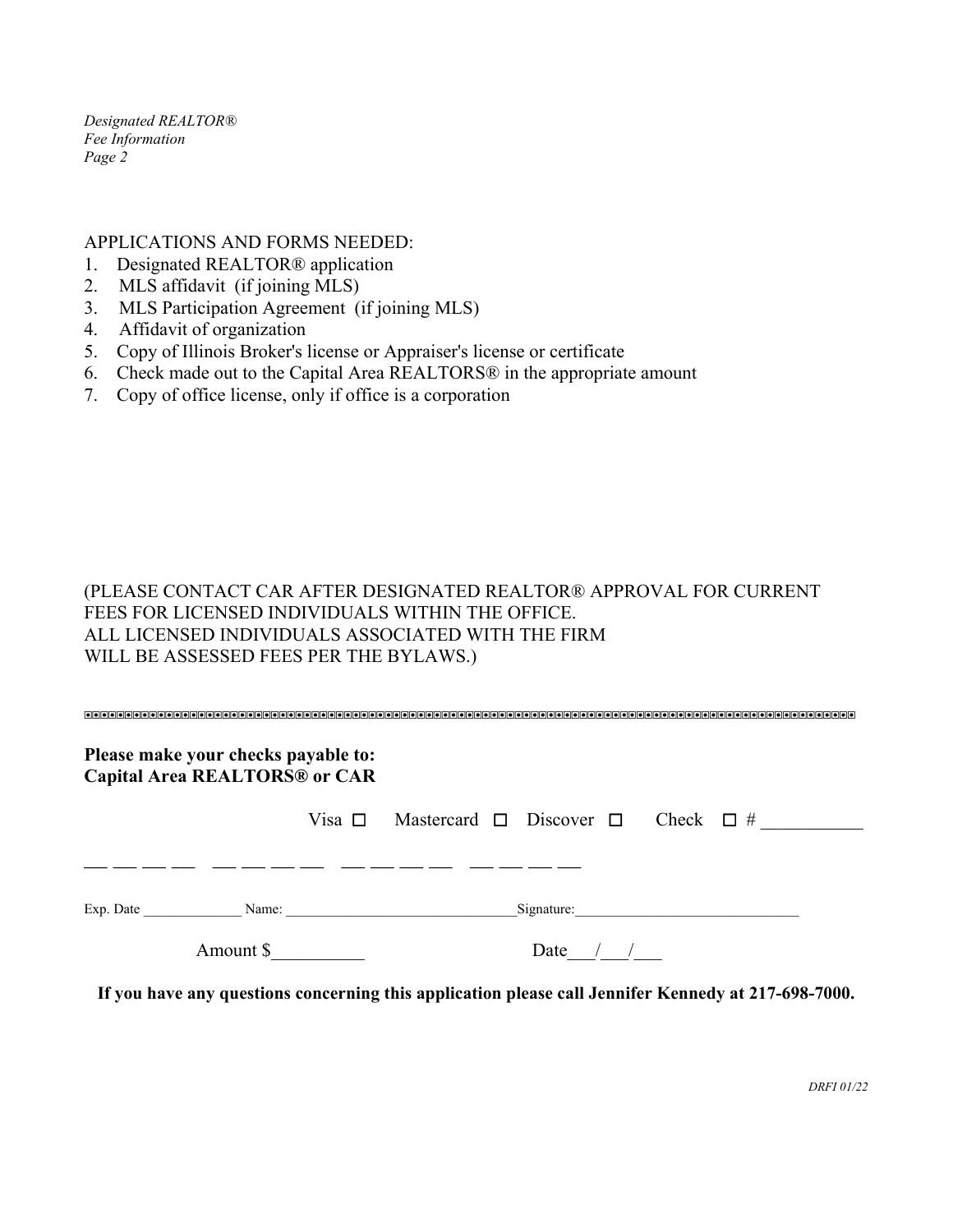APPLICATIONS AND FORMS NEEDED:

1. Designated REALTOR® application
2. MLS affidavit (if joining MLS)
3. MLS Participation Agreement (if joining MLS)
4. Affidavit of organization
5. Copy of Illinois Broker's license or Appraiser's license or certificate
6. Check made out to the Capital Area REALTORS® in the appropriate amount
7. Copy of office license, only if office is a corporation

(PLEASE CONTACT CAR AFTER DESIGNATED REALTOR® APPROVAL FOR CURRENT FEES FOR LICENSED INDIVIDUALS WITHIN THE OFFICE. ALL LICENSED INDIVIDUALS ASSOCIATED WITH THE FIRM WILL BE ASSESSED FEES PER THE BYLAWS.)

---

**Please make your checks payable to:**
**Capital Area REALTORS® or CAR**

Visa ☐ Mastercard ☐ Discover ☐ Check ☐ # ___________

__ __ __ __ &nbsp; __ __ __ __ &nbsp; __ __ __ __ &nbsp; __ __ __ __

Exp. Date ______________ Name: ________________________________ Signature: _______________________________

Amount $__________ Date___/___/___

**If you have any questions concerning this application please call Jennifer Kennedy at 217-698-7000.**

*DRFI 01/22*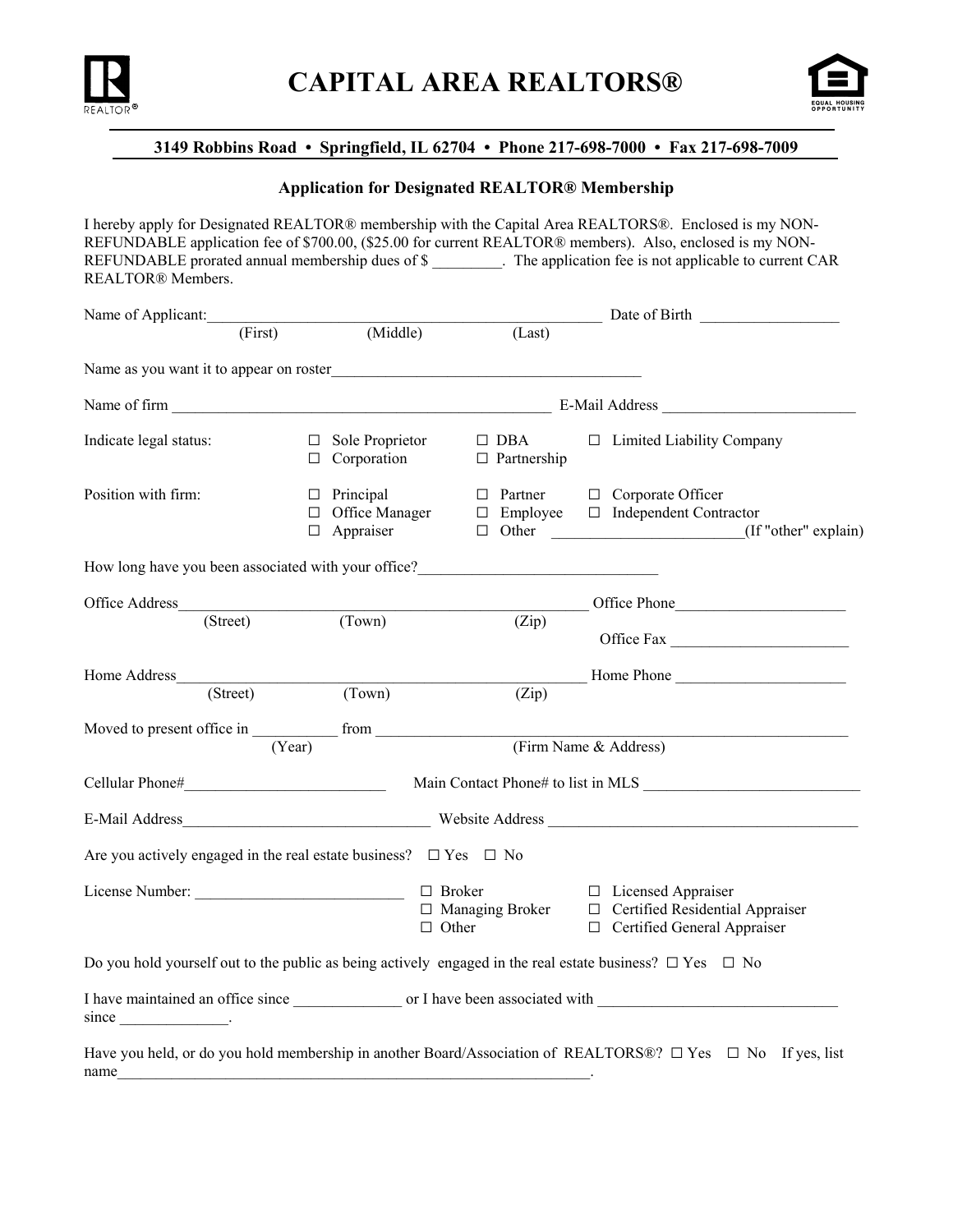# CAPITAL AREA REALTORS®

**3149 Robbins Road • Springfield, IL 62704 • Phone 217-698-7000 • Fax 217-698-7009**

### Application for Designated REALTOR® Membership

I hereby apply for Designated REALTOR® membership with the Capital Area REALTORS®. Enclosed is my NON-REFUNDABLE application fee of $700.00, ($25.00 for current REALTOR® members). Also, enclosed is my NON-REFUNDABLE prorated annual membership dues of $ _________. The application fee is not applicable to current CAR REALTOR® Members.

Name of Applicant:__________________________________________________ Date of Birth __________________
(First) (Middle) (Last)

Name as you want it to appear on roster________________________________________

Name of firm __________________________________________________ E-Mail Address _________________________

Indicate legal status: ☐ Sole Proprietor ☐ DBA ☐ Limited Liability Company ☐ Corporation ☐ Partnership

Position with firm: ☐ Principal ☐ Partner ☐ Corporate Officer ☐ Office Manager ☐ Employee ☐ Independent Contractor ☐ Appraiser ☐ Other _________________________(If "other" explain)

How long have you been associated with your office?_______________________________

Office Address__________________________________________________ Office Phone______________________
(Street) (Town) (Zip)

Office Fax _______________________

Home Address__________________________________________________ Home Phone ______________________
(Street) (Town) (Zip)

Moved to present office in ___________ from ____________________________________________________________
(Year) (Firm Name & Address)

Cellular Phone#__________________________ Main Contact Phone# to list in MLS ____________________________

E-Mail Address________________________________ Website Address _________________________________________

Are you actively engaged in the real estate business? ☐ Yes ☐ No

License Number: ___________________________ ☐ Broker ☐ Managing Broker ☐ Other ☐ Licensed Appraiser ☐ Certified Residential Appraiser ☐ Certified General Appraiser

Do you hold yourself out to the public as being actively engaged in the real estate business? ☐ Yes ☐ No

I have maintained an office since ______________ or I have been associated with _______________________________ since ______________.

Have you held, or do you hold membership in another Board/Association of REALTORS®? ☐ Yes ☐ No If yes, list name_________________________________________________________________.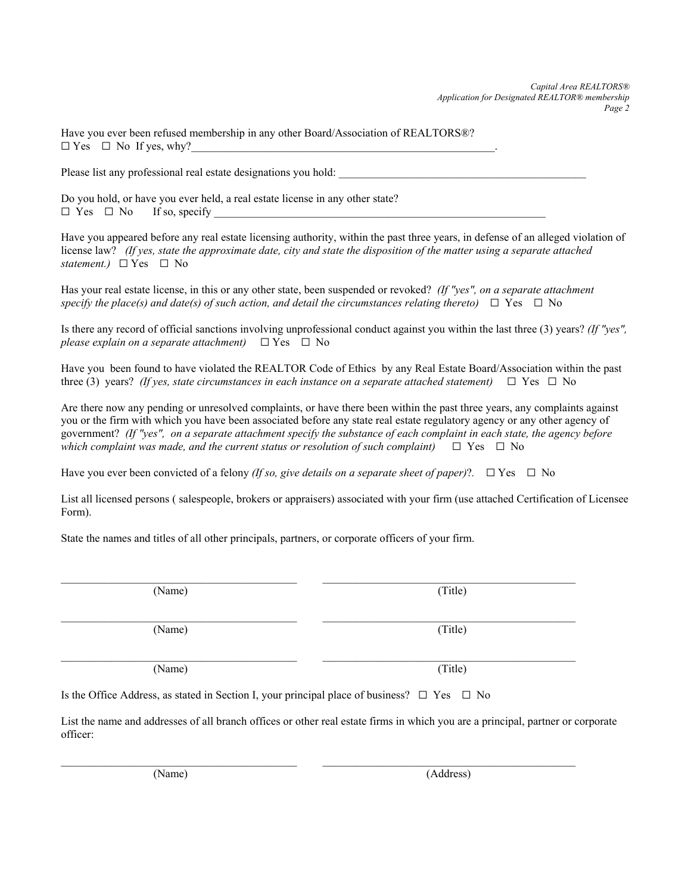Have you ever been refused membership in any other Board/Association of REALTORS®?
☐ Yes ☐ No If yes, why?_______________________________________________________.

Please list any professional real estate designations you hold: _____________________________________________

Do you hold, or have you ever held, a real estate license in any other state?
☐ Yes ☐ No If so, specify _______________________________________________________________

Have you appeared before any real estate licensing authority, within the past three years, in defense of an alleged violation of license law? *(If yes, state the approximate date, city and state the disposition of the matter using a separate attached statement.)* ☐ Yes ☐ No

Has your real estate license, in this or any other state, been suspended or revoked? *(If "yes", on a separate attachment specify the place(s) and date(s) of such action, and detail the circumstances relating thereto)* ☐ Yes ☐ No

Is there any record of official sanctions involving unprofessional conduct against you within the last three (3) years? *(If "yes", please explain on a separate attachment)* ☐ Yes ☐ No

Have you been found to have violated the REALTOR Code of Ethics by any Real Estate Board/Association within the past three (3) years? *(If yes, state circumstances in each instance on a separate attached statement)* ☐ Yes ☐ No

Are there now any pending or unresolved complaints, or have there been within the past three years, any complaints against you or the firm with which you have been associated before any state real estate regulatory agency or any other agency of government? *(If "yes", on a separate attachment specify the substance of each complaint in each state, the agency before which complaint was made, and the current status or resolution of such complaint)* ☐ Yes ☐ No

Have you ever been convicted of a felony *(If so, give details on a separate sheet of paper)*?. ☐ Yes ☐ No

List all licensed persons ( salespeople, brokers or appraisers) associated with your firm (use attached Certification of Licensee Form).

State the names and titles of all other principals, partners, or corporate officers of your firm.

| | |
|---|---|
| ___________________ (Name) | ___________________ (Title) |
| ___________________ (Name) | ___________________ (Title) |
| ___________________ (Name) | ___________________ (Title) |

Is the Office Address, as stated in Section I, your principal place of business? ☐ Yes ☐ No

List the name and addresses of all branch offices or other real estate firms in which you are a principal, partner or corporate officer:

| | |
|---|---|
| ___________________ (Name) | ___________________ (Address) |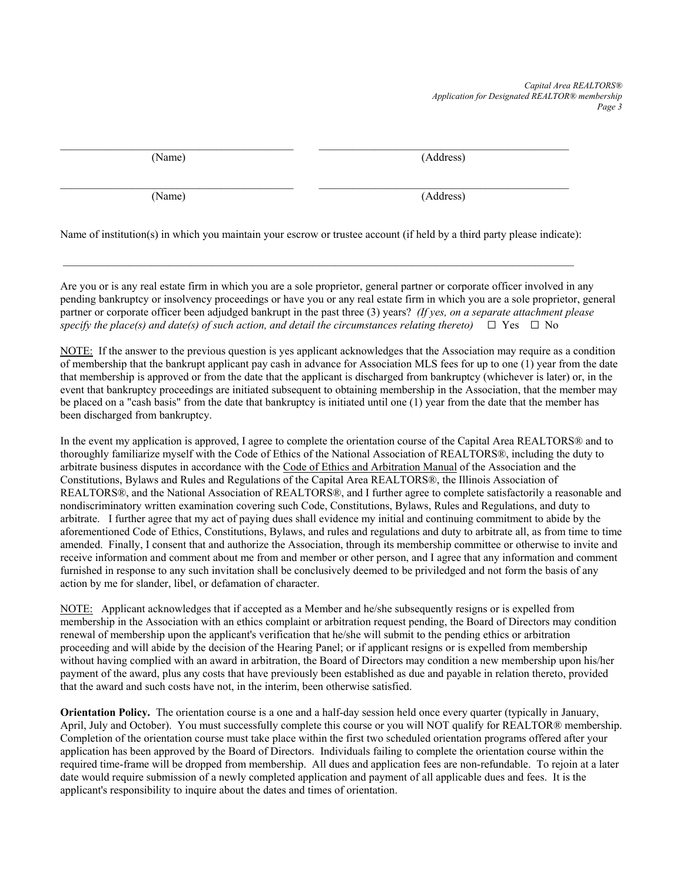\_\_\_\_\_\_\_\_\_\_\_\_\_\_\_\_\_\_\_\_\_\_\_\_\_\_\_\_\_\_\_\_\_\_\_\_\_\_\_\_ \_\_\_\_\_\_\_\_\_\_\_\_\_\_\_\_\_\_\_\_\_\_\_\_\_\_\_\_\_\_\_\_\_\_\_\_\_\_\_\_\_\_\_\_\_
(Name) (Address)

\_\_\_\_\_\_\_\_\_\_\_\_\_\_\_\_\_\_\_\_\_\_\_\_\_\_\_\_\_\_\_\_\_\_\_\_\_\_\_\_ \_\_\_\_\_\_\_\_\_\_\_\_\_\_\_\_\_\_\_\_\_\_\_\_\_\_\_\_\_\_\_\_\_\_\_\_\_\_\_\_\_\_\_\_\_
(Name) (Address)

Name of institution(s) in which you maintain your escrow or trustee account (if held by a third party please indicate):

\_\_\_\_\_\_\_\_\_\_\_\_\_\_\_\_\_\_\_\_\_\_\_\_\_\_\_\_\_\_\_\_\_\_\_\_\_\_\_\_\_\_\_\_\_\_\_\_\_\_\_\_\_\_\_\_\_\_\_\_\_\_\_\_\_\_\_\_\_\_\_\_\_\_\_\_\_\_\_\_\_\_\_\_\_\_\_\_\_\_\_

Are you or is any real estate firm in which you are a sole proprietor, general partner or corporate officer involved in any pending bankruptcy or insolvency proceedings or have you or any real estate firm in which you are a sole proprietor, general partner or corporate officer been adjudged bankrupt in the past three (3) years? *(If yes, on a separate attachment please specify the place(s) and date(s) of such action, and detail the circumstances relating thereto)* ☐ Yes ☐ No

NOTE: If the answer to the previous question is yes applicant acknowledges that the Association may require as a condition of membership that the bankrupt applicant pay cash in advance for Association MLS fees for up to one (1) year from the date that membership is approved or from the date that the applicant is discharged from bankruptcy (whichever is later) or, in the event that bankruptcy proceedings are initiated subsequent to obtaining membership in the Association, that the member may be placed on a "cash basis" from the date that bankruptcy is initiated until one (1) year from the date that the member has been discharged from bankruptcy.

In the event my application is approved, I agree to complete the orientation course of the Capital Area REALTORS® and to thoroughly familiarize myself with the Code of Ethics of the National Association of REALTORS®, including the duty to arbitrate business disputes in accordance with the Code of Ethics and Arbitration Manual of the Association and the Constitutions, Bylaws and Rules and Regulations of the Capital Area REALTORS®, the Illinois Association of REALTORS®, and the National Association of REALTORS®, and I further agree to complete satisfactorily a reasonable and nondiscriminatory written examination covering such Code, Constitutions, Bylaws, Rules and Regulations, and duty to arbitrate. I further agree that my act of paying dues shall evidence my initial and continuing commitment to abide by the aforementioned Code of Ethics, Constitutions, Bylaws, and rules and regulations and duty to arbitrate all, as from time to time amended. Finally, I consent that and authorize the Association, through its membership committee or otherwise to invite and receive information and comment about me from and member or other person, and I agree that any information and comment furnished in response to any such invitation shall be conclusively deemed to be priviledged and not form the basis of any action by me for slander, libel, or defamation of character.

NOTE: Applicant acknowledges that if accepted as a Member and he/she subsequently resigns or is expelled from membership in the Association with an ethics complaint or arbitration request pending, the Board of Directors may condition renewal of membership upon the applicant's verification that he/she will submit to the pending ethics or arbitration proceeding and will abide by the decision of the Hearing Panel; or if applicant resigns or is expelled from membership without having complied with an award in arbitration, the Board of Directors may condition a new membership upon his/her payment of the award, plus any costs that have previously been established as due and payable in relation thereto, provided that the award and such costs have not, in the interim, been otherwise satisfied.

**Orientation Policy.** The orientation course is a one and a half-day session held once every quarter (typically in January, April, July and October). You must successfully complete this course or you will NOT qualify for REALTOR® membership. Completion of the orientation course must take place within the first two scheduled orientation programs offered after your application has been approved by the Board of Directors. Individuals failing to complete the orientation course within the required time-frame will be dropped from membership. All dues and application fees are non-refundable. To rejoin at a later date would require submission of a newly completed application and payment of all applicable dues and fees. It is the applicant's responsibility to inquire about the dates and times of orientation.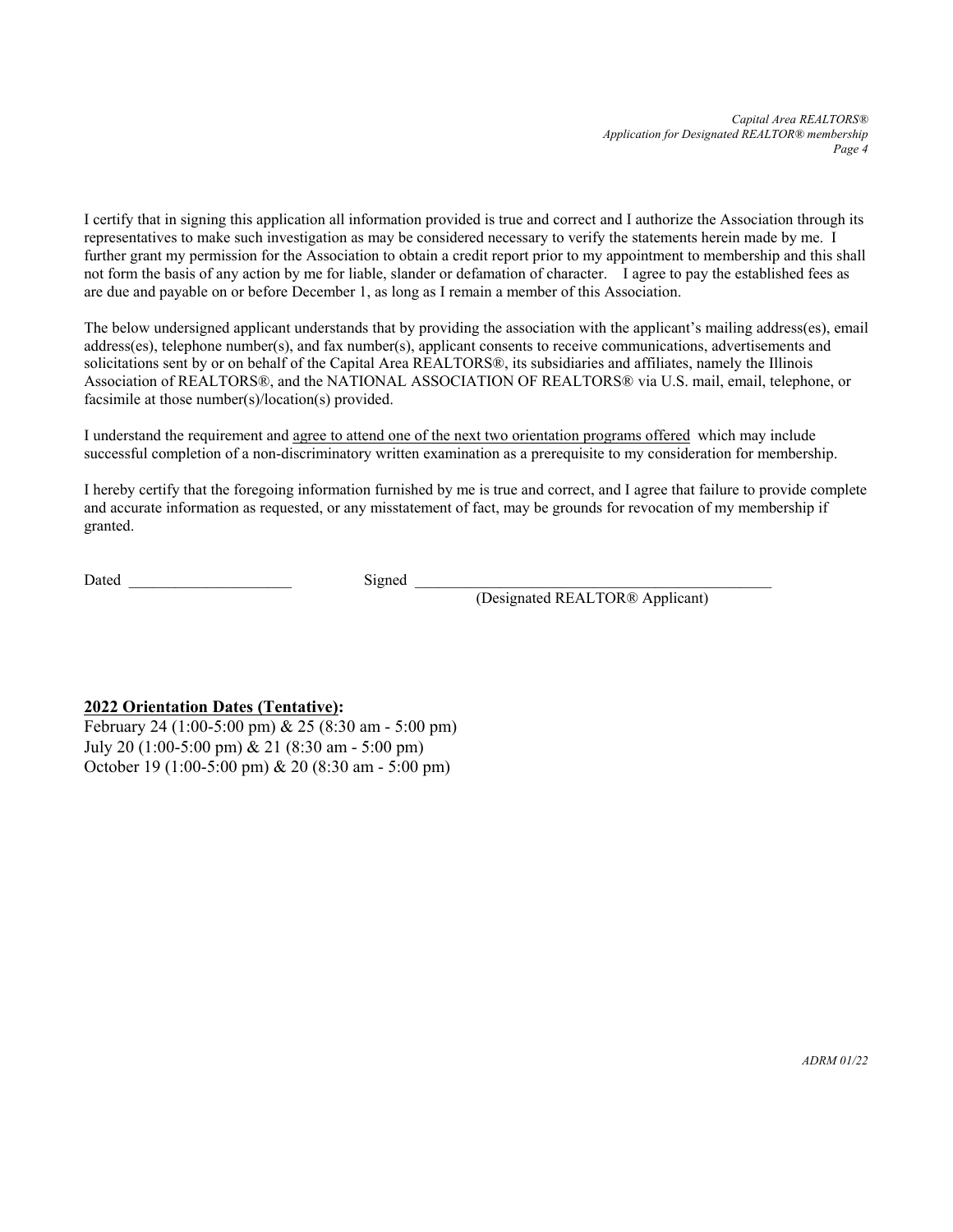I certify that in signing this application all information provided is true and correct and I authorize the Association through its representatives to make such investigation as may be considered necessary to verify the statements herein made by me. I further grant my permission for the Association to obtain a credit report prior to my appointment to membership and this shall not form the basis of any action by me for liable, slander or defamation of character. I agree to pay the established fees as are due and payable on or before December 1, as long as I remain a member of this Association.

The below undersigned applicant understands that by providing the association with the applicant's mailing address(es), email address(es), telephone number(s), and fax number(s), applicant consents to receive communications, advertisements and solicitations sent by or on behalf of the Capital Area REALTORS®, its subsidiaries and affiliates, namely the Illinois Association of REALTORS®, and the NATIONAL ASSOCIATION OF REALTORS® via U.S. mail, email, telephone, or facsimile at those number(s)/location(s) provided.

I understand the requirement and <u>agree to attend one of the next two orientation programs offered</u> which may include successful completion of a non-discriminatory written examination as a prerequisite to my consideration for membership.

I hereby certify that the foregoing information furnished by me is true and correct, and I agree that failure to provide complete and accurate information as requested, or any misstatement of fact, may be grounds for revocation of my membership if granted.

Dated ____________________ Signed ______________________________________________
(Designated REALTOR® Applicant)

**<u>2022 Orientation Dates (Tentative):</u>**

February 24 (1:00-5:00 pm) & 25 (8:30 am - 5:00 pm)
July 20 (1:00-5:00 pm) & 21 (8:30 am - 5:00 pm)
October 19 (1:00-5:00 pm) & 20 (8:30 am - 5:00 pm)

*ADRM 01/22*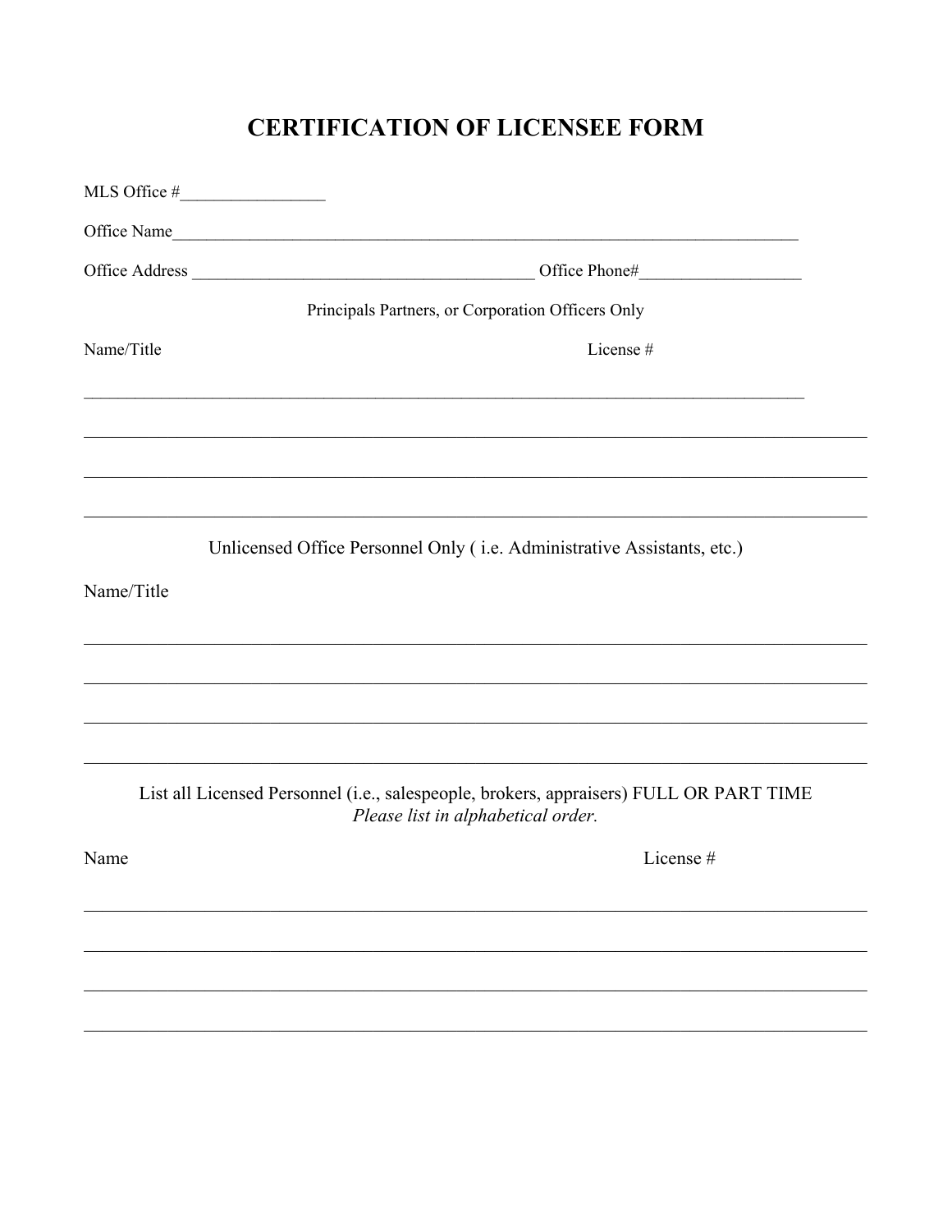# CERTIFICATION OF LICENSEE FORM

MLS Office #_________________

Office Name_______________________________________________________________________________

Office Address ________________________________________ Office Phone#___________________

Principals Partners, or Corporation Officers Only

Name/Title License #

___________________________________________________________________________________________

___________________________________________________________________________________________

___________________________________________________________________________________________

___________________________________________________________________________________________

Unlicensed Office Personnel Only ( i.e. Administrative Assistants, etc.)

Name/Title

___________________________________________________________________________________________

___________________________________________________________________________________________

___________________________________________________________________________________________

___________________________________________________________________________________________

List all Licensed Personnel (i.e., salespeople, brokers, appraisers) FULL OR PART TIME

*Please list in alphabetical order.*

Name License #

___________________________________________________________________________________________

___________________________________________________________________________________________

___________________________________________________________________________________________

___________________________________________________________________________________________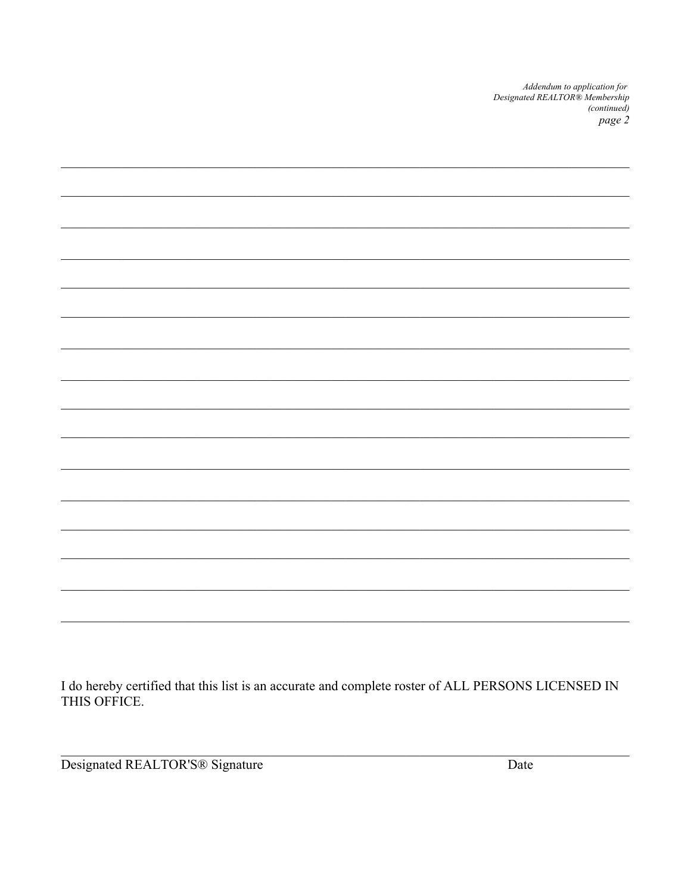*Addendum to application for*
*Designated REALTOR® Membership*
*(continued)*
*page 2*

\_\_\_\_\_\_\_\_\_\_\_\_\_\_\_\_\_\_\_\_\_\_\_\_\_\_\_\_\_\_\_\_\_\_\_\_\_\_\_\_\_\_\_\_\_\_\_\_\_\_\_\_\_\_\_\_\_\_\_\_\_\_\_\_\_\_\_\_\_\_\_\_\_\_\_\_\_\_

\_\_\_\_\_\_\_\_\_\_\_\_\_\_\_\_\_\_\_\_\_\_\_\_\_\_\_\_\_\_\_\_\_\_\_\_\_\_\_\_\_\_\_\_\_\_\_\_\_\_\_\_\_\_\_\_\_\_\_\_\_\_\_\_\_\_\_\_\_\_\_\_\_\_\_\_\_\_

\_\_\_\_\_\_\_\_\_\_\_\_\_\_\_\_\_\_\_\_\_\_\_\_\_\_\_\_\_\_\_\_\_\_\_\_\_\_\_\_\_\_\_\_\_\_\_\_\_\_\_\_\_\_\_\_\_\_\_\_\_\_\_\_\_\_\_\_\_\_\_\_\_\_\_\_\_\_

\_\_\_\_\_\_\_\_\_\_\_\_\_\_\_\_\_\_\_\_\_\_\_\_\_\_\_\_\_\_\_\_\_\_\_\_\_\_\_\_\_\_\_\_\_\_\_\_\_\_\_\_\_\_\_\_\_\_\_\_\_\_\_\_\_\_\_\_\_\_\_\_\_\_\_\_\_\_

\_\_\_\_\_\_\_\_\_\_\_\_\_\_\_\_\_\_\_\_\_\_\_\_\_\_\_\_\_\_\_\_\_\_\_\_\_\_\_\_\_\_\_\_\_\_\_\_\_\_\_\_\_\_\_\_\_\_\_\_\_\_\_\_\_\_\_\_\_\_\_\_\_\_\_\_\_\_

\_\_\_\_\_\_\_\_\_\_\_\_\_\_\_\_\_\_\_\_\_\_\_\_\_\_\_\_\_\_\_\_\_\_\_\_\_\_\_\_\_\_\_\_\_\_\_\_\_\_\_\_\_\_\_\_\_\_\_\_\_\_\_\_\_\_\_\_\_\_\_\_\_\_\_\_\_\_

\_\_\_\_\_\_\_\_\_\_\_\_\_\_\_\_\_\_\_\_\_\_\_\_\_\_\_\_\_\_\_\_\_\_\_\_\_\_\_\_\_\_\_\_\_\_\_\_\_\_\_\_\_\_\_\_\_\_\_\_\_\_\_\_\_\_\_\_\_\_\_\_\_\_\_\_\_\_

\_\_\_\_\_\_\_\_\_\_\_\_\_\_\_\_\_\_\_\_\_\_\_\_\_\_\_\_\_\_\_\_\_\_\_\_\_\_\_\_\_\_\_\_\_\_\_\_\_\_\_\_\_\_\_\_\_\_\_\_\_\_\_\_\_\_\_\_\_\_\_\_\_\_\_\_\_\_

\_\_\_\_\_\_\_\_\_\_\_\_\_\_\_\_\_\_\_\_\_\_\_\_\_\_\_\_\_\_\_\_\_\_\_\_\_\_\_\_\_\_\_\_\_\_\_\_\_\_\_\_\_\_\_\_\_\_\_\_\_\_\_\_\_\_\_\_\_\_\_\_\_\_\_\_\_\_

\_\_\_\_\_\_\_\_\_\_\_\_\_\_\_\_\_\_\_\_\_\_\_\_\_\_\_\_\_\_\_\_\_\_\_\_\_\_\_\_\_\_\_\_\_\_\_\_\_\_\_\_\_\_\_\_\_\_\_\_\_\_\_\_\_\_\_\_\_\_\_\_\_\_\_\_\_\_

\_\_\_\_\_\_\_\_\_\_\_\_\_\_\_\_\_\_\_\_\_\_\_\_\_\_\_\_\_\_\_\_\_\_\_\_\_\_\_\_\_\_\_\_\_\_\_\_\_\_\_\_\_\_\_\_\_\_\_\_\_\_\_\_\_\_\_\_\_\_\_\_\_\_\_\_\_\_

\_\_\_\_\_\_\_\_\_\_\_\_\_\_\_\_\_\_\_\_\_\_\_\_\_\_\_\_\_\_\_\_\_\_\_\_\_\_\_\_\_\_\_\_\_\_\_\_\_\_\_\_\_\_\_\_\_\_\_\_\_\_\_\_\_\_\_\_\_\_\_\_\_\_\_\_\_\_

\_\_\_\_\_\_\_\_\_\_\_\_\_\_\_\_\_\_\_\_\_\_\_\_\_\_\_\_\_\_\_\_\_\_\_\_\_\_\_\_\_\_\_\_\_\_\_\_\_\_\_\_\_\_\_\_\_\_\_\_\_\_\_\_\_\_\_\_\_\_\_\_\_\_\_\_\_\_

\_\_\_\_\_\_\_\_\_\_\_\_\_\_\_\_\_\_\_\_\_\_\_\_\_\_\_\_\_\_\_\_\_\_\_\_\_\_\_\_\_\_\_\_\_\_\_\_\_\_\_\_\_\_\_\_\_\_\_\_\_\_\_\_\_\_\_\_\_\_\_\_\_\_\_\_\_\_

\_\_\_\_\_\_\_\_\_\_\_\_\_\_\_\_\_\_\_\_\_\_\_\_\_\_\_\_\_\_\_\_\_\_\_\_\_\_\_\_\_\_\_\_\_\_\_\_\_\_\_\_\_\_\_\_\_\_\_\_\_\_\_\_\_\_\_\_\_\_\_\_\_\_\_\_\_\_

\_\_\_\_\_\_\_\_\_\_\_\_\_\_\_\_\_\_\_\_\_\_\_\_\_\_\_\_\_\_\_\_\_\_\_\_\_\_\_\_\_\_\_\_\_\_\_\_\_\_\_\_\_\_\_\_\_\_\_\_\_\_\_\_\_\_\_\_\_\_\_\_\_\_\_\_\_\_

I do hereby certified that this list is an accurate and complete roster of ALL PERSONS LICENSED IN THIS OFFICE.

\_\_\_\_\_\_\_\_\_\_\_\_\_\_\_\_\_\_\_\_\_\_\_\_\_\_\_\_\_\_\_\_\_\_\_\_\_\_\_\_\_\_\_\_\_\_\_\_\_\_\_\_\_\_\_\_\_\_\_\_\_\_\_\_\_\_\_\_\_\_\_\_\_\_\_\_\_\_

Designated REALTOR'S® Signature Date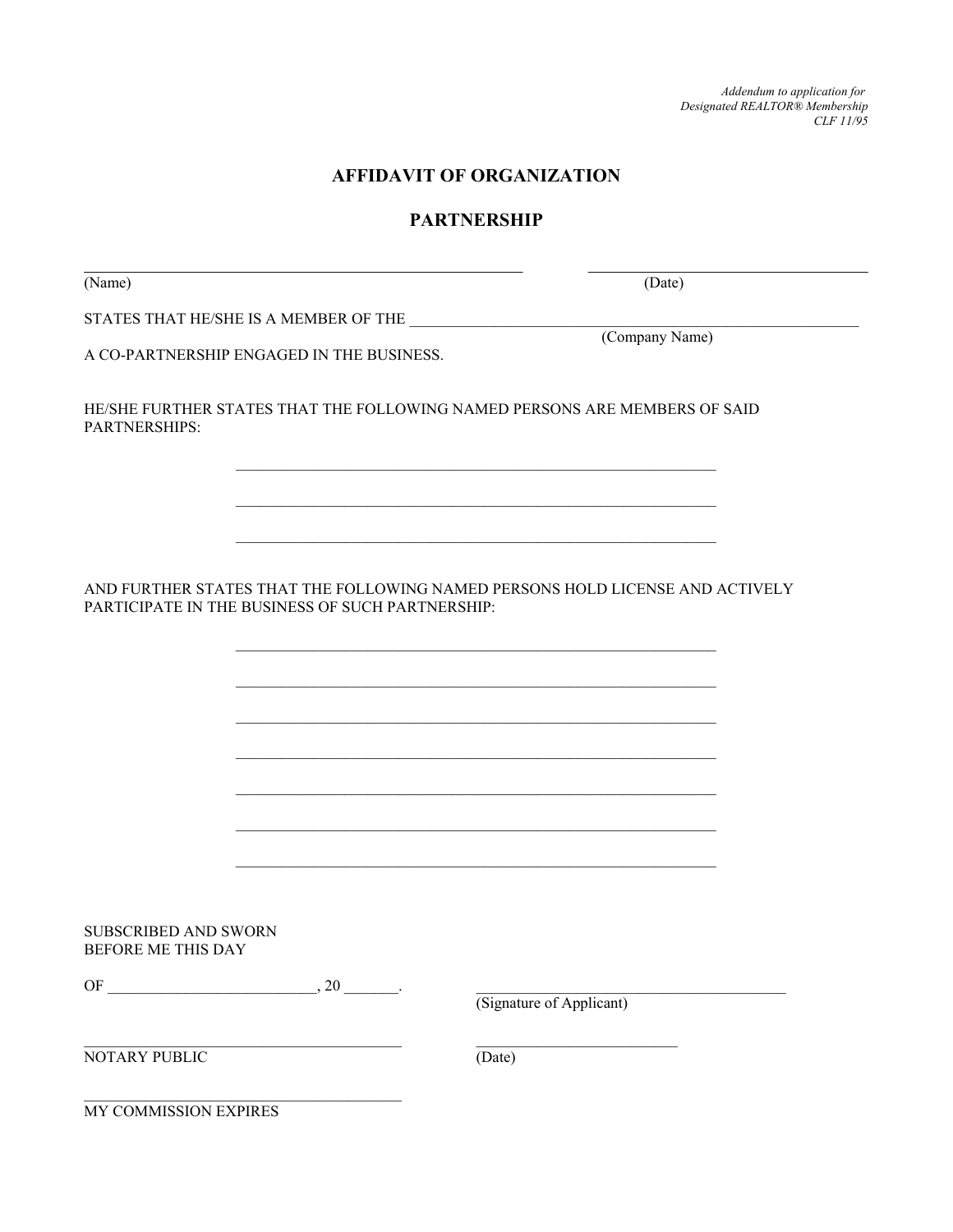*Addendum to application for*
*Designated REALTOR® Membership*
*CLF 11/95*

## AFFIDAVIT OF ORGANIZATION

## PARTNERSHIP

\_\_\_\_\_\_\_\_\_\_\_\_\_\_\_\_\_\_\_\_\_\_\_\_\_\_\_\_\_\_\_\_\_\_\_\_\_\_\_\_\_\_\_\_\_\_\_\_\_\_\_\_\_\_ \_\_\_\_\_\_\_\_\_\_\_\_\_\_\_\_\_\_\_\_\_\_\_\_\_\_\_\_\_\_\_\_\_\_\_\_\_
(Name) (Date)

STATES THAT HE/SHE IS A MEMBER OF THE \_\_\_\_\_\_\_\_\_\_\_\_\_\_\_\_\_\_\_\_\_\_\_\_\_\_\_\_\_\_\_\_\_\_\_\_\_\_\_\_\_\_\_\_\_\_\_\_\_\_\_\_\_\_\_\_\_\_\_\_\_\_
(Company Name)

A CO-PARTNERSHIP ENGAGED IN THE BUSINESS.

HE/SHE FURTHER STATES THAT THE FOLLOWING NAMED PERSONS ARE MEMBERS OF SAID PARTNERSHIPS:

\_\_\_\_\_\_\_\_\_\_\_\_\_\_\_\_\_\_\_\_\_\_\_\_\_\_\_\_\_\_\_\_\_\_\_\_\_\_\_\_\_\_\_\_\_\_\_\_\_\_\_\_\_\_\_\_\_\_\_\_\_\_

\_\_\_\_\_\_\_\_\_\_\_\_\_\_\_\_\_\_\_\_\_\_\_\_\_\_\_\_\_\_\_\_\_\_\_\_\_\_\_\_\_\_\_\_\_\_\_\_\_\_\_\_\_\_\_\_\_\_\_\_\_\_

\_\_\_\_\_\_\_\_\_\_\_\_\_\_\_\_\_\_\_\_\_\_\_\_\_\_\_\_\_\_\_\_\_\_\_\_\_\_\_\_\_\_\_\_\_\_\_\_\_\_\_\_\_\_\_\_\_\_\_\_\_\_

AND FURTHER STATES THAT THE FOLLOWING NAMED PERSONS HOLD LICENSE AND ACTIVELY PARTICIPATE IN THE BUSINESS OF SUCH PARTNERSHIP:

\_\_\_\_\_\_\_\_\_\_\_\_\_\_\_\_\_\_\_\_\_\_\_\_\_\_\_\_\_\_\_\_\_\_\_\_\_\_\_\_\_\_\_\_\_\_\_\_\_\_\_\_\_\_\_\_\_\_\_\_\_\_

\_\_\_\_\_\_\_\_\_\_\_\_\_\_\_\_\_\_\_\_\_\_\_\_\_\_\_\_\_\_\_\_\_\_\_\_\_\_\_\_\_\_\_\_\_\_\_\_\_\_\_\_\_\_\_\_\_\_\_\_\_\_

\_\_\_\_\_\_\_\_\_\_\_\_\_\_\_\_\_\_\_\_\_\_\_\_\_\_\_\_\_\_\_\_\_\_\_\_\_\_\_\_\_\_\_\_\_\_\_\_\_\_\_\_\_\_\_\_\_\_\_\_\_\_

\_\_\_\_\_\_\_\_\_\_\_\_\_\_\_\_\_\_\_\_\_\_\_\_\_\_\_\_\_\_\_\_\_\_\_\_\_\_\_\_\_\_\_\_\_\_\_\_\_\_\_\_\_\_\_\_\_\_\_\_\_\_

\_\_\_\_\_\_\_\_\_\_\_\_\_\_\_\_\_\_\_\_\_\_\_\_\_\_\_\_\_\_\_\_\_\_\_\_\_\_\_\_\_\_\_\_\_\_\_\_\_\_\_\_\_\_\_\_\_\_\_\_\_\_

\_\_\_\_\_\_\_\_\_\_\_\_\_\_\_\_\_\_\_\_\_\_\_\_\_\_\_\_\_\_\_\_\_\_\_\_\_\_\_\_\_\_\_\_\_\_\_\_\_\_\_\_\_\_\_\_\_\_\_\_\_\_

\_\_\_\_\_\_\_\_\_\_\_\_\_\_\_\_\_\_\_\_\_\_\_\_\_\_\_\_\_\_\_\_\_\_\_\_\_\_\_\_\_\_\_\_\_\_\_\_\_\_\_\_\_\_\_\_\_\_\_\_\_\_

SUBSCRIBED AND SWORN
BEFORE ME THIS DAY

OF \_\_\_\_\_\_\_\_\_\_\_\_\_\_\_\_\_\_\_\_\_\_\_\_\_\_, 20 \_\_\_\_\_\_\_. \_\_\_\_\_\_\_\_\_\_\_\_\_\_\_\_\_\_\_\_\_\_\_\_\_\_\_\_\_\_\_\_\_\_\_\_\_\_\_\_
(Signature of Applicant)

\_\_\_\_\_\_\_\_\_\_\_\_\_\_\_\_\_\_\_\_\_\_\_\_\_\_\_\_\_\_\_\_\_\_\_\_\_\_\_\_ \_\_\_\_\_\_\_\_\_\_\_\_\_\_\_\_\_\_\_\_\_\_\_\_\_\_
NOTARY PUBLIC (Date)

\_\_\_\_\_\_\_\_\_\_\_\_\_\_\_\_\_\_\_\_\_\_\_\_\_\_\_\_\_\_\_\_\_\_\_\_\_\_\_\_
MY COMMISSION EXPIRES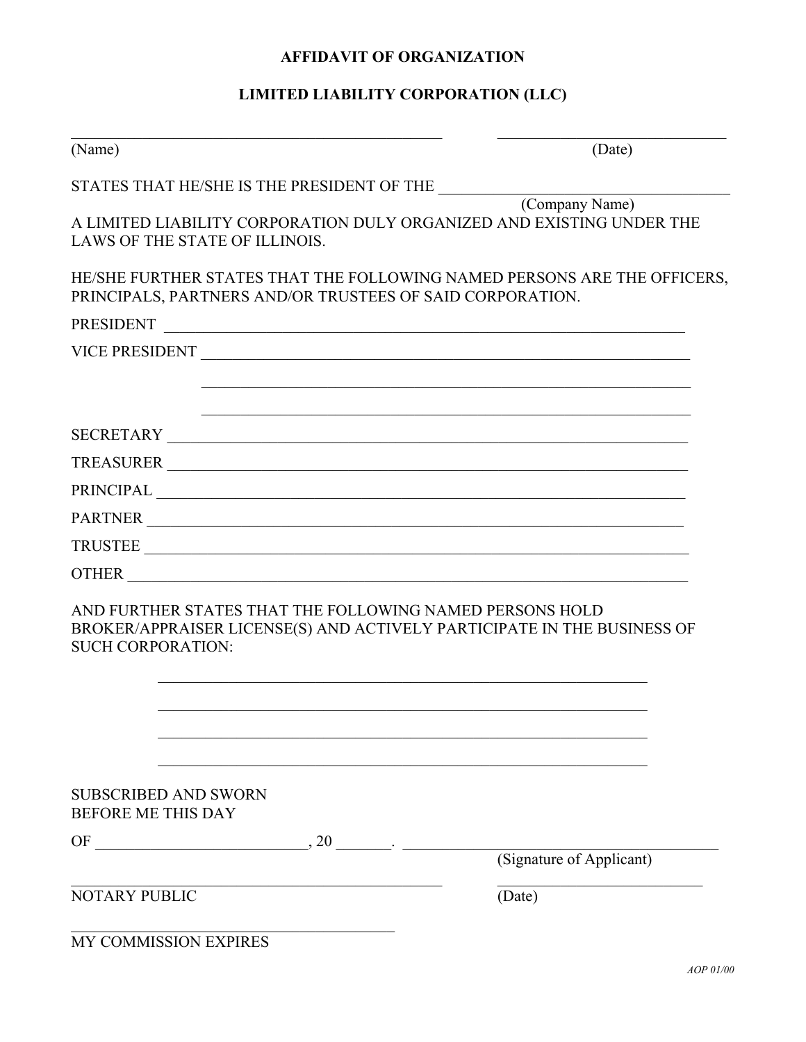# AFFIDAVIT OF ORGANIZATION

## LIMITED LIABILITY CORPORATION (LLC)

_______________________________________________ _____________________________

(Name) (Date)

STATES THAT HE/SHE IS THE PRESIDENT OF THE _____________________________________

(Company Name)

A LIMITED LIABILITY CORPORATION DULY ORGANIZED AND EXISTING UNDER THE LAWS OF THE STATE OF ILLINOIS.

HE/SHE FURTHER STATES THAT THE FOLLOWING NAMED PERSONS ARE THE OFFICERS, PRINCIPALS, PARTNERS AND/OR TRUSTEES OF SAID CORPORATION.

PRESIDENT ____________________________________________________________________

VICE PRESIDENT _______________________________________________________________

_______________________________________________________________

_______________________________________________________________

SECRETARY ___________________________________________________________________

TREASURER ___________________________________________________________________

PRINCIPAL ____________________________________________________________________

PARTNER _____________________________________________________________________

TRUSTEE ______________________________________________________________________

OTHER ________________________________________________________________________

AND FURTHER STATES THAT THE FOLLOWING NAMED PERSONS HOLD BROKER/APPRAISER LICENSE(S) AND ACTIVELY PARTICIPATE IN THE BUSINESS OF SUCH CORPORATION:

_______________________________________________________________

_______________________________________________________________

_______________________________________________________________

_______________________________________________________________

SUBSCRIBED AND SWORN
BEFORE ME THIS DAY

OF __________________________, 20 _______. ________________________________________

(Signature of Applicant)

_______________________________________________ ___________________________

NOTARY PUBLIC (Date)

__________________________________________

MY COMMISSION EXPIRES

*AOP 01/00*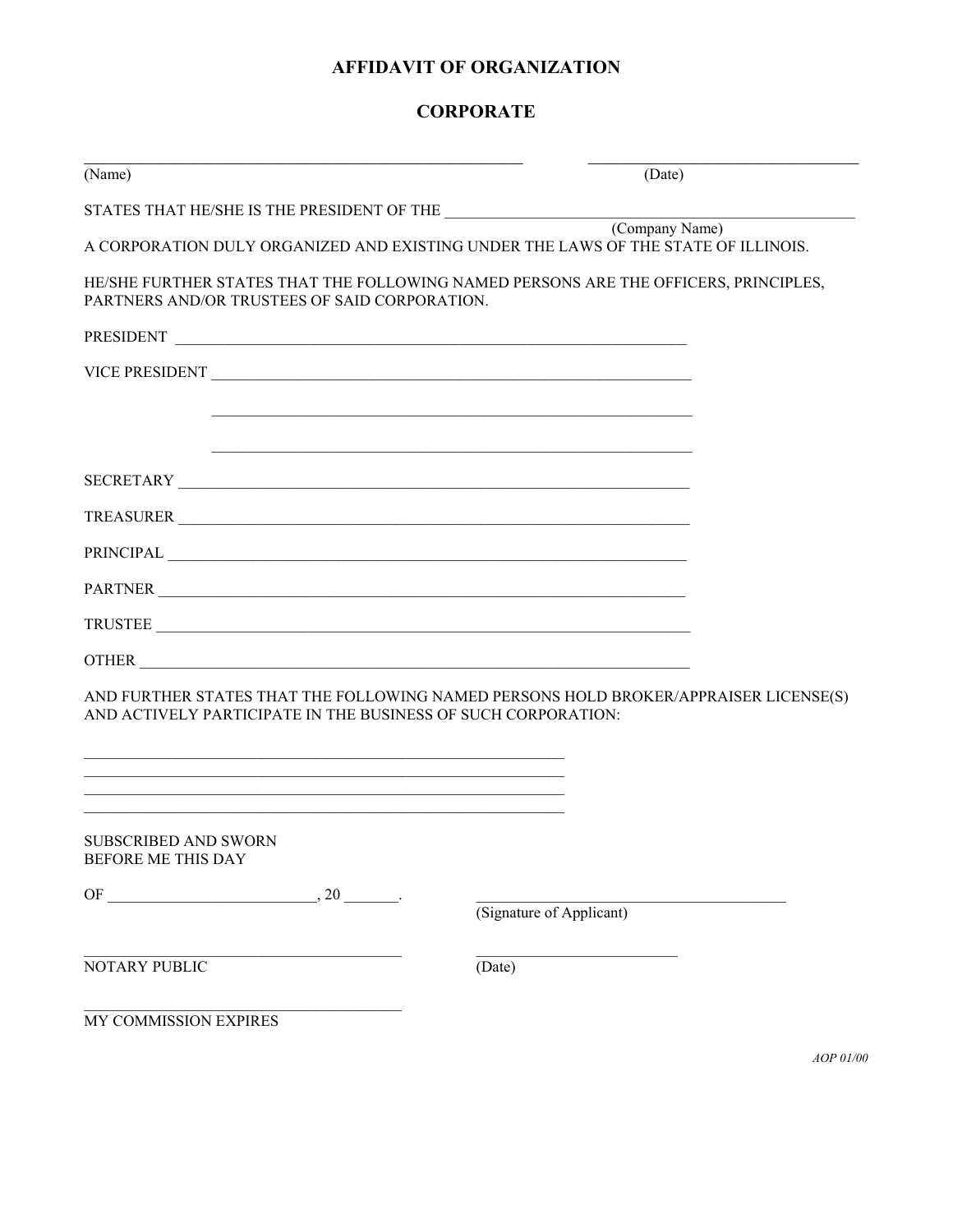# AFFIDAVIT OF ORGANIZATION

## CORPORATE

_______________________________________________ _______________________________
(Name) (Date)

STATES THAT HE/SHE IS THE PRESIDENT OF THE _______________________________________________
(Company Name)

A CORPORATION DULY ORGANIZED AND EXISTING UNDER THE LAWS OF THE STATE OF ILLINOIS.

HE/SHE FURTHER STATES THAT THE FOLLOWING NAMED PERSONS ARE THE OFFICERS, PRINCIPLES, PARTNERS AND/OR TRUSTEES OF SAID CORPORATION.

PRESIDENT _______________________________________________

VICE PRESIDENT _______________________________________________

_______________________________________________

_______________________________________________

SECRETARY _______________________________________________

TREASURER _______________________________________________

PRINCIPAL _______________________________________________

PARTNER _______________________________________________

TRUSTEE _______________________________________________

OTHER _______________________________________________

AND FURTHER STATES THAT THE FOLLOWING NAMED PERSONS HOLD BROKER/APPRAISER LICENSE(S) AND ACTIVELY PARTICIPATE IN THE BUSINESS OF SUCH CORPORATION:

_______________________________________________
_______________________________________________
_______________________________________________
_______________________________________________

SUBSCRIBED AND SWORN
BEFORE ME THIS DAY

OF _______________________, 20 _______.

_______________________________________________
(Signature of Applicant)

_______________________________________________
NOTARY PUBLIC

_______________________________
(Date)

_______________________________________________
MY COMMISSION EXPIRES

*AOP 01/00*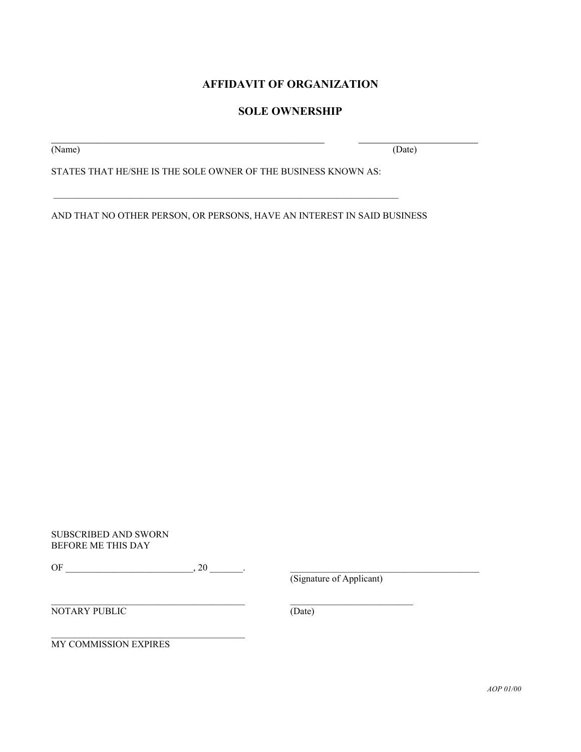# AFFIDAVIT OF ORGANIZATION

## SOLE OWNERSHIP

_________________________________________________________ _________________________

(Name) (Date)

STATES THAT HE/SHE IS THE SOLE OWNER OF THE BUSINESS KNOWN AS:

___________________________________________________________________________

AND THAT NO OTHER PERSON, OR PERSONS, HAVE AN INTEREST IN SAID BUSINESS

SUBSCRIBED AND SWORN
BEFORE ME THIS DAY

OF ___________________________, 20 _______.

_________________________________________
(Signature of Applicant)

_________________________________________
NOTARY PUBLIC

___________________________
(Date)

_________________________________________
MY COMMISSION EXPIRES

*AOP 01/00*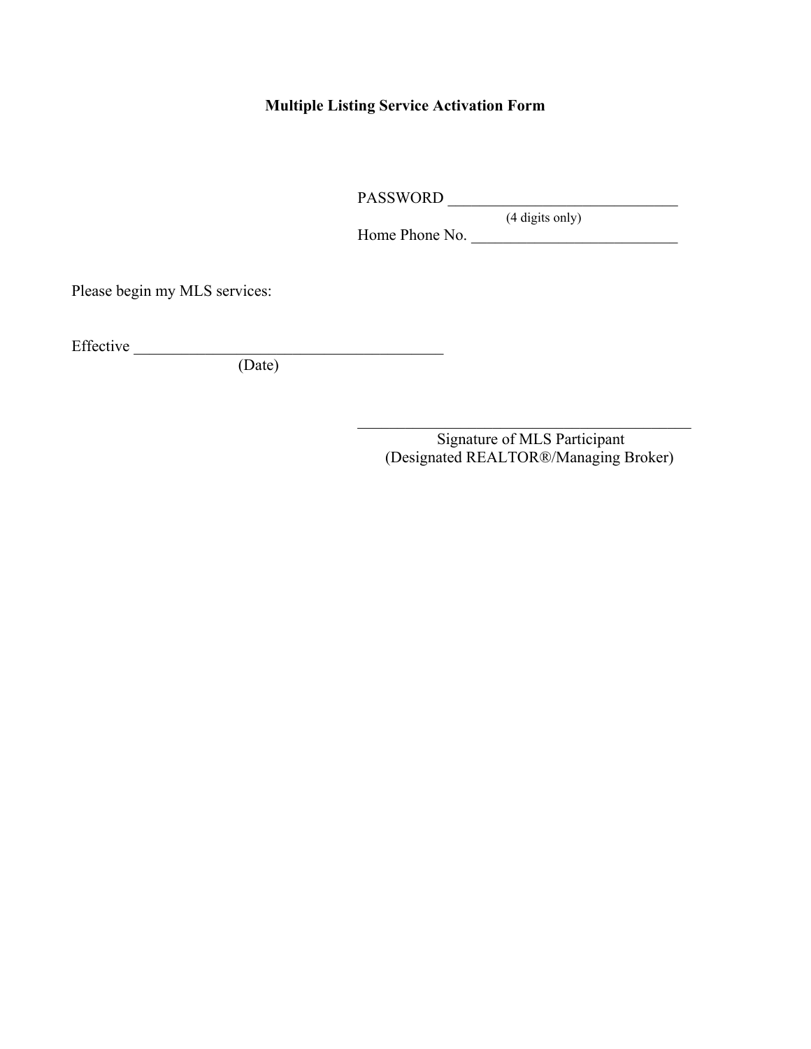**Multiple Listing Service Activation Form**

PASSWORD ______________________________
(4 digits only)

Home Phone No. ___________________________

Please begin my MLS services:

Effective ________________________________________
(Date)

___________________________________________
Signature of MLS Participant
(Designated REALTOR®/Managing Broker)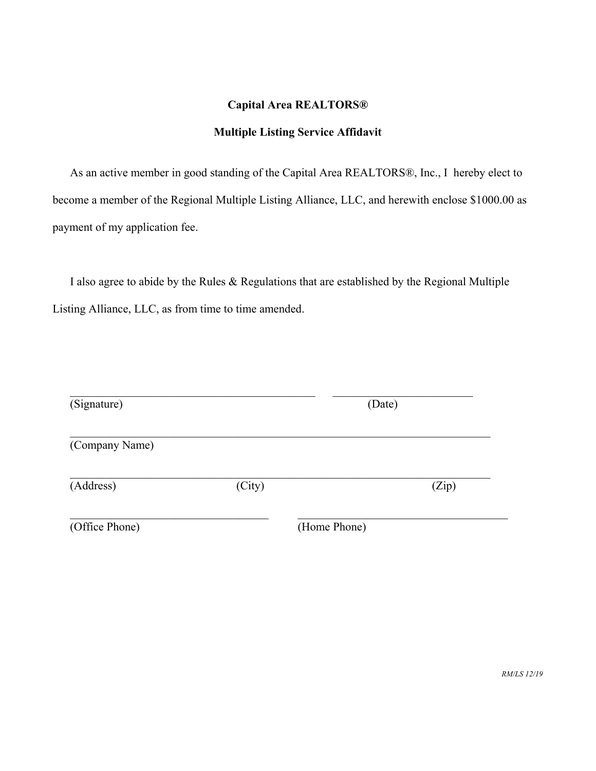**Capital Area REALTORS®**

**Multiple Listing Service Affidavit**

As an active member in good standing of the Capital Area REALTORS®, Inc., I hereby elect to become a member of the Regional Multiple Listing Alliance, LLC, and herewith enclose $1000.00 as payment of my application fee.

I also agree to abide by the Rules & Regulations that are established by the Regional Multiple Listing Alliance, LLC, as from time to time amended.

_____________________________________________ _________________________
(Signature) (Date)

_____________________________________________________________________________
(Company Name)

_____________________________________________________________________________
(Address) (City) (Zip)

____________________________________ ______________________________________
(Office Phone) (Home Phone)

*RM/LS 12/19*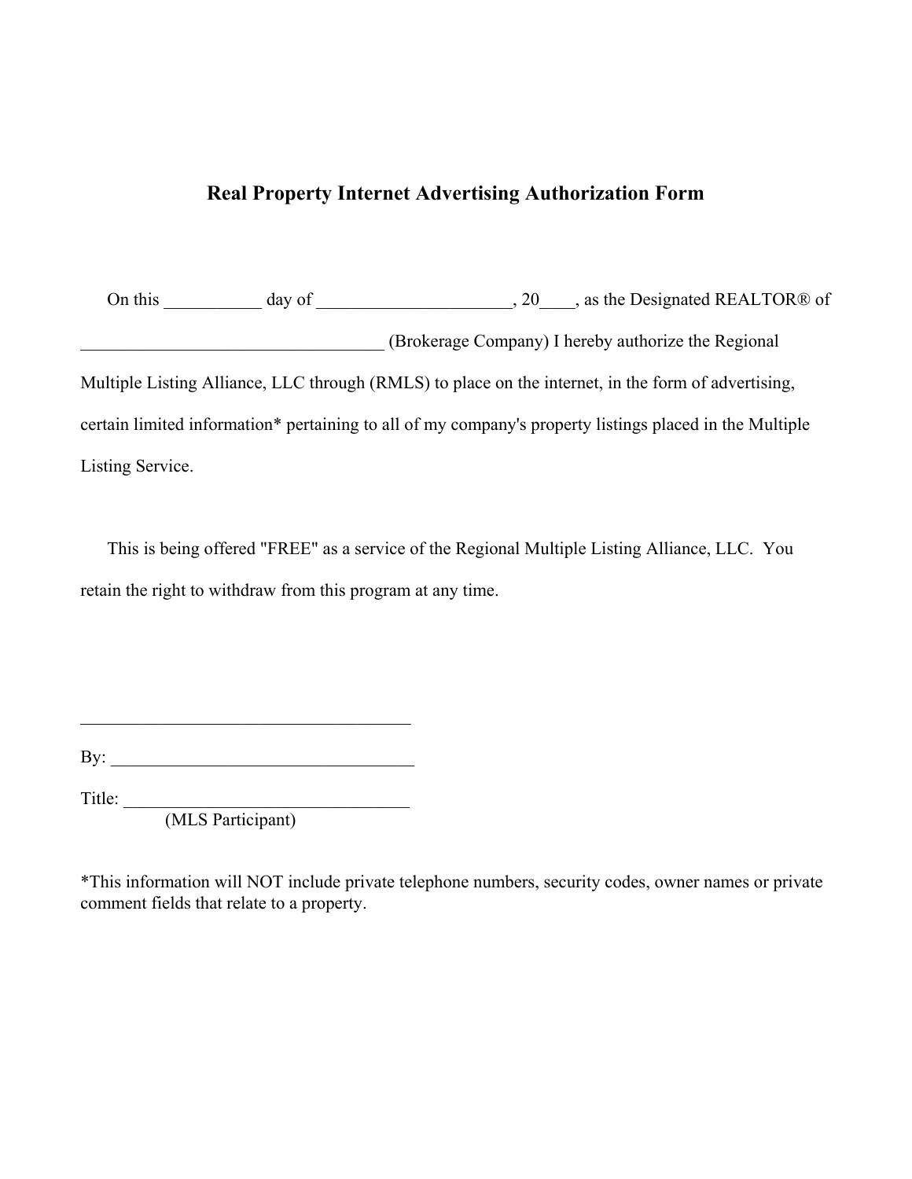# Real Property Internet Advertising Authorization Form

On this ___________ day of ______________________, 20____, as the Designated REALTOR® of __________________________________ (Brokerage Company) I hereby authorize the Regional Multiple Listing Alliance, LLC through (RMLS) to place on the internet, in the form of advertising, certain limited information* pertaining to all of my company's property listings placed in the Multiple Listing Service.

This is being offered "FREE" as a service of the Regional Multiple Listing Alliance, LLC. You retain the right to withdraw from this program at any time.

_____________________________________

By: __________________________________

Title: ________________________________
(MLS Participant)

*This information will NOT include private telephone numbers, security codes, owner names or private comment fields that relate to a property.